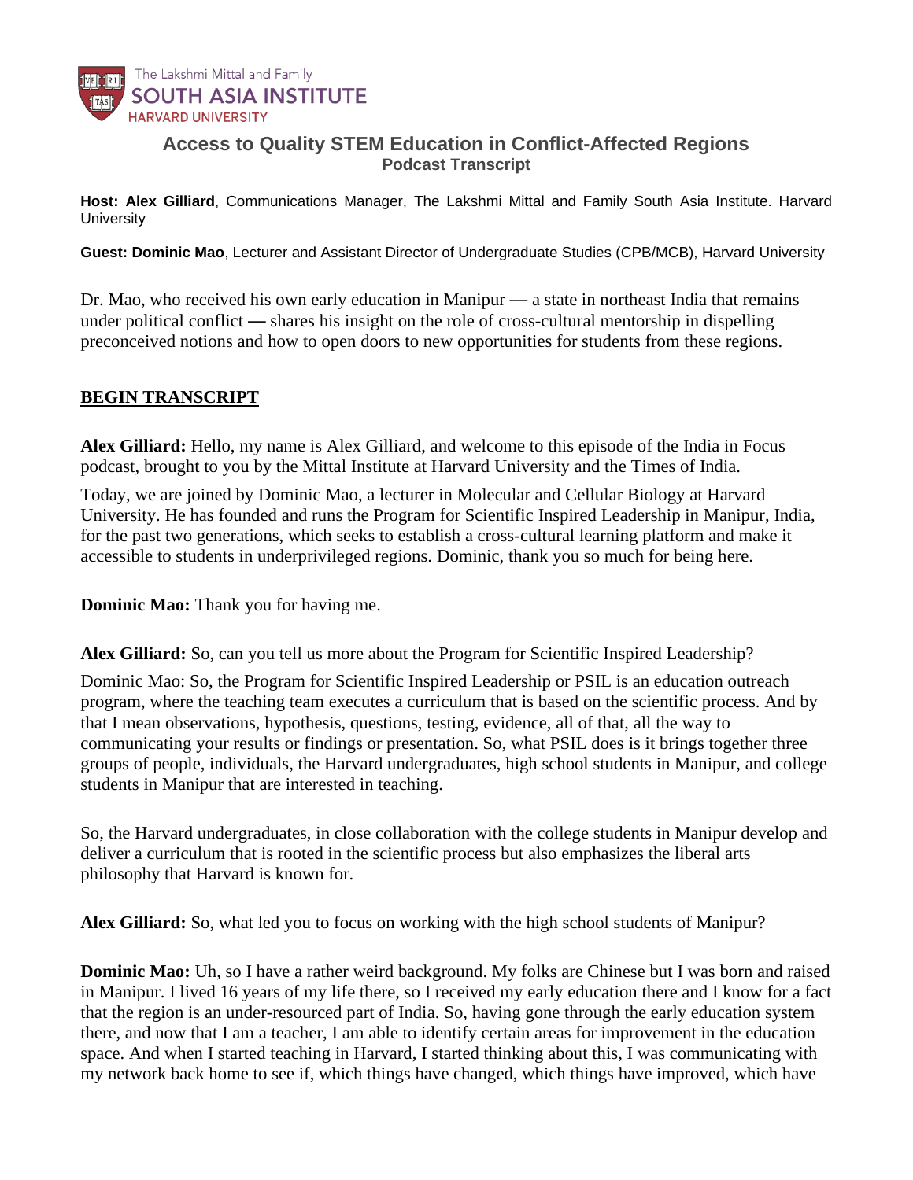The Lakshmi Mittal and Family
SOUTH ASIA INSTITUTE
HARVARD UNIVERSITY

# Access to Quality STEM Education in Conflict-Affected Regions

## Podcast Transcript

**Host: Alex Gilliard**, Communications Manager, The Lakshmi Mittal and Family South Asia Institute. Harvard University

**Guest: Dominic Mao**, Lecturer and Assistant Director of Undergraduate Studies (CPB/MCB), Harvard University

Dr. Mao, who received his own early education in Manipur — a state in northeast India that remains under political conflict — shares his insight on the role of cross-cultural mentorship in dispelling preconceived notions and how to open doors to new opportunities for students from these regions.

**BEGIN TRANSCRIPT**

**Alex Gilliard:** Hello, my name is Alex Gilliard, and welcome to this episode of the India in Focus podcast, brought to you by the Mittal Institute at Harvard University and the Times of India.

Today, we are joined by Dominic Mao, a lecturer in Molecular and Cellular Biology at Harvard University. He has founded and runs the Program for Scientific Inspired Leadership in Manipur, India, for the past two generations, which seeks to establish a cross-cultural learning platform and make it accessible to students in underprivileged regions. Dominic, thank you so much for being here.

**Dominic Mao:** Thank you for having me.

**Alex Gilliard:** So, can you tell us more about the Program for Scientific Inspired Leadership?

Dominic Mao: So, the Program for Scientific Inspired Leadership or PSIL is an education outreach program, where the teaching team executes a curriculum that is based on the scientific process. And by that I mean observations, hypothesis, questions, testing, evidence, all of that, all the way to communicating your results or findings or presentation. So, what PSIL does is it brings together three groups of people, individuals, the Harvard undergraduates, high school students in Manipur, and college students in Manipur that are interested in teaching.

So, the Harvard undergraduates, in close collaboration with the college students in Manipur develop and deliver a curriculum that is rooted in the scientific process but also emphasizes the liberal arts philosophy that Harvard is known for.

**Alex Gilliard:** So, what led you to focus on working with the high school students of Manipur?

**Dominic Mao:** Uh, so I have a rather weird background. My folks are Chinese but I was born and raised in Manipur. I lived 16 years of my life there, so I received my early education there and I know for a fact that the region is an under-resourced part of India. So, having gone through the early education system there, and now that I am a teacher, I am able to identify certain areas for improvement in the education space. And when I started teaching in Harvard, I started thinking about this, I was communicating with my network back home to see if, which things have changed, which things have improved, which have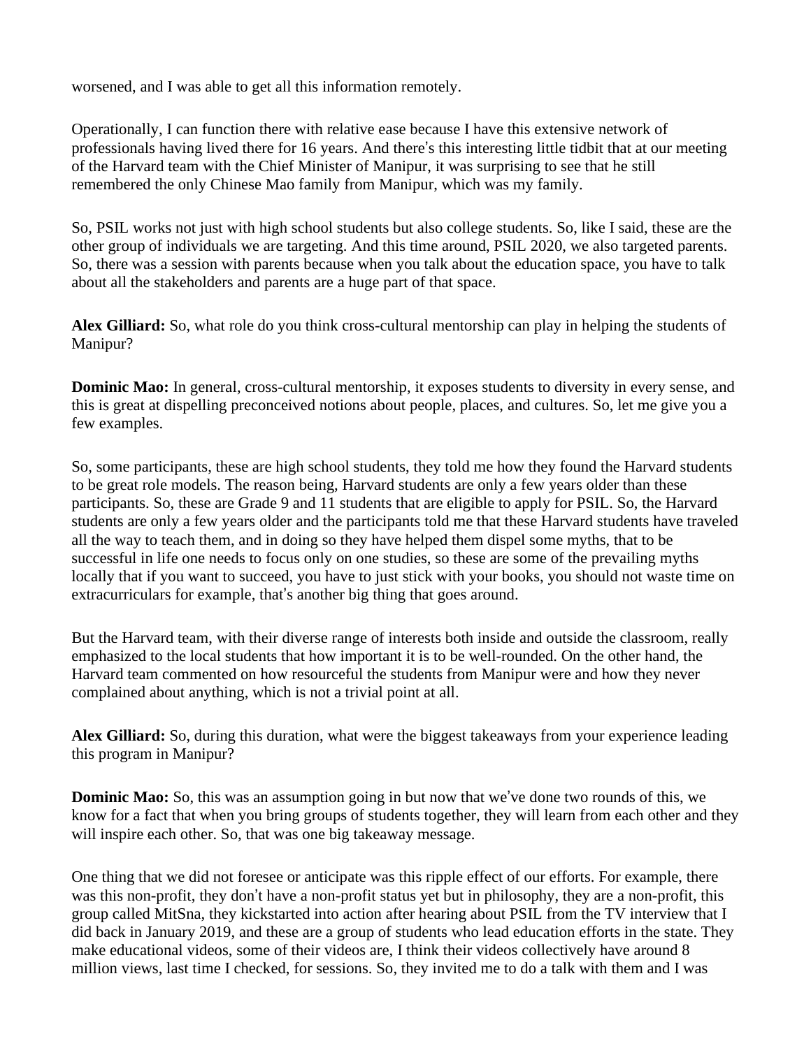worsened, and I was able to get all this information remotely.

Operationally, I can function there with relative ease because I have this extensive network of professionals having lived there for 16 years. And there's this interesting little tidbit that at our meeting of the Harvard team with the Chief Minister of Manipur, it was surprising to see that he still remembered the only Chinese Mao family from Manipur, which was my family.

So, PSIL works not just with high school students but also college students. So, like I said, these are the other group of individuals we are targeting. And this time around, PSIL 2020, we also targeted parents. So, there was a session with parents because when you talk about the education space, you have to talk about all the stakeholders and parents are a huge part of that space.

**Alex Gilliard:** So, what role do you think cross-cultural mentorship can play in helping the students of Manipur?

**Dominic Mao:** In general, cross-cultural mentorship, it exposes students to diversity in every sense, and this is great at dispelling preconceived notions about people, places, and cultures. So, let me give you a few examples.

So, some participants, these are high school students, they told me how they found the Harvard students to be great role models. The reason being, Harvard students are only a few years older than these participants. So, these are Grade 9 and 11 students that are eligible to apply for PSIL. So, the Harvard students are only a few years older and the participants told me that these Harvard students have traveled all the way to teach them, and in doing so they have helped them dispel some myths, that to be successful in life one needs to focus only on one studies, so these are some of the prevailing myths locally that if you want to succeed, you have to just stick with your books, you should not waste time on extracurriculars for example, that's another big thing that goes around.

But the Harvard team, with their diverse range of interests both inside and outside the classroom, really emphasized to the local students that how important it is to be well-rounded. On the other hand, the Harvard team commented on how resourceful the students from Manipur were and how they never complained about anything, which is not a trivial point at all.

**Alex Gilliard:** So, during this duration, what were the biggest takeaways from your experience leading this program in Manipur?

**Dominic Mao:** So, this was an assumption going in but now that we've done two rounds of this, we know for a fact that when you bring groups of students together, they will learn from each other and they will inspire each other. So, that was one big takeaway message.

One thing that we did not foresee or anticipate was this ripple effect of our efforts. For example, there was this non-profit, they don't have a non-profit status yet but in philosophy, they are a non-profit, this group called MitSna, they kickstarted into action after hearing about PSIL from the TV interview that I did back in January 2019, and these are a group of students who lead education efforts in the state. They make educational videos, some of their videos are, I think their videos collectively have around 8 million views, last time I checked, for sessions. So, they invited me to do a talk with them and I was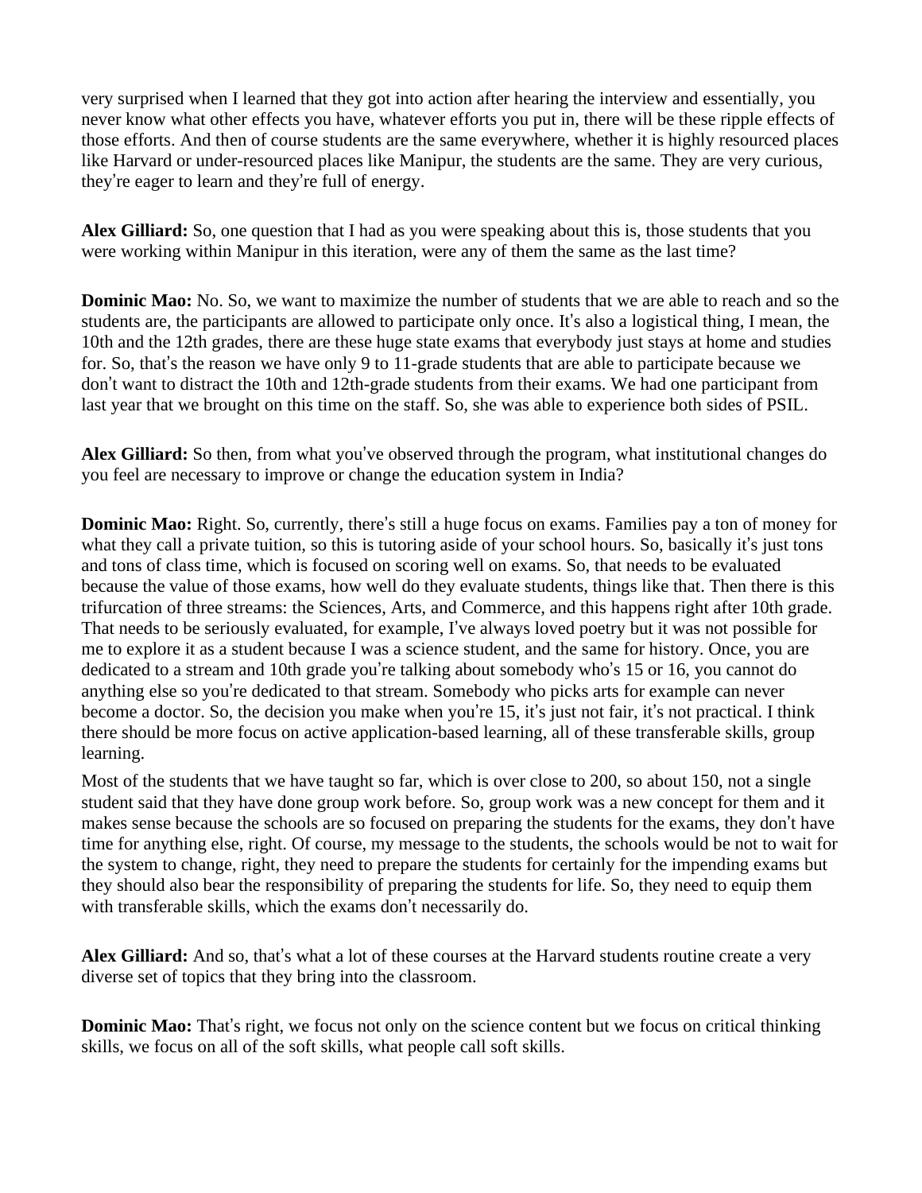very surprised when I learned that they got into action after hearing the interview and essentially, you never know what other effects you have, whatever efforts you put in, there will be these ripple effects of those efforts. And then of course students are the same everywhere, whether it is highly resourced places like Harvard or under-resourced places like Manipur, the students are the same. They are very curious, they're eager to learn and they're full of energy.

**Alex Gilliard:** So, one question that I had as you were speaking about this is, those students that you were working within Manipur in this iteration, were any of them the same as the last time?

**Dominic Mao:** No. So, we want to maximize the number of students that we are able to reach and so the students are, the participants are allowed to participate only once. It's also a logistical thing, I mean, the 10th and the 12th grades, there are these huge state exams that everybody just stays at home and studies for. So, that's the reason we have only 9 to 11-grade students that are able to participate because we don't want to distract the 10th and 12th-grade students from their exams. We had one participant from last year that we brought on this time on the staff. So, she was able to experience both sides of PSIL.

**Alex Gilliard:** So then, from what you've observed through the program, what institutional changes do you feel are necessary to improve or change the education system in India?

**Dominic Mao:** Right. So, currently, there's still a huge focus on exams. Families pay a ton of money for what they call a private tuition, so this is tutoring aside of your school hours. So, basically it's just tons and tons of class time, which is focused on scoring well on exams. So, that needs to be evaluated because the value of those exams, how well do they evaluate students, things like that. Then there is this trifurcation of three streams: the Sciences, Arts, and Commerce, and this happens right after 10th grade. That needs to be seriously evaluated, for example, I've always loved poetry but it was not possible for me to explore it as a student because I was a science student, and the same for history. Once, you are dedicated to a stream and 10th grade you're talking about somebody who's 15 or 16, you cannot do anything else so you're dedicated to that stream. Somebody who picks arts for example can never become a doctor. So, the decision you make when you're 15, it's just not fair, it's not practical. I think there should be more focus on active application-based learning, all of these transferable skills, group learning.

Most of the students that we have taught so far, which is over close to 200, so about 150, not a single student said that they have done group work before. So, group work was a new concept for them and it makes sense because the schools are so focused on preparing the students for the exams, they don't have time for anything else, right. Of course, my message to the students, the schools would be not to wait for the system to change, right, they need to prepare the students for certainly for the impending exams but they should also bear the responsibility of preparing the students for life. So, they need to equip them with transferable skills, which the exams don't necessarily do.

**Alex Gilliard:** And so, that's what a lot of these courses at the Harvard students routine create a very diverse set of topics that they bring into the classroom.

**Dominic Mao:** That's right, we focus not only on the science content but we focus on critical thinking skills, we focus on all of the soft skills, what people call soft skills.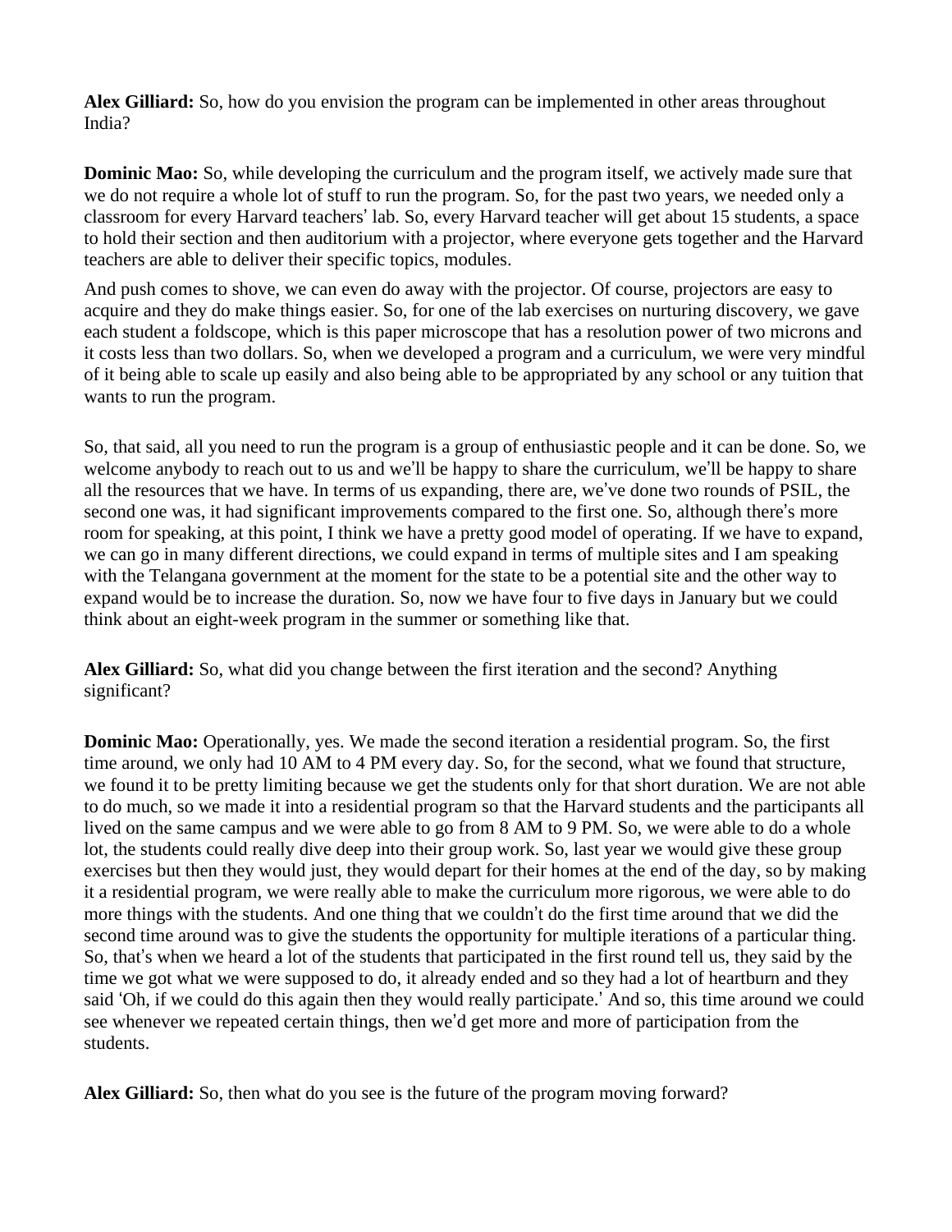**Alex Gilliard:** So, how do you envision the program can be implemented in other areas throughout India?

**Dominic Mao:** So, while developing the curriculum and the program itself, we actively made sure that we do not require a whole lot of stuff to run the program. So, for the past two years, we needed only a classroom for every Harvard teachers' lab. So, every Harvard teacher will get about 15 students, a space to hold their section and then auditorium with a projector, where everyone gets together and the Harvard teachers are able to deliver their specific topics, modules.

And push comes to shove, we can even do away with the projector. Of course, projectors are easy to acquire and they do make things easier. So, for one of the lab exercises on nurturing discovery, we gave each student a foldscope, which is this paper microscope that has a resolution power of two microns and it costs less than two dollars. So, when we developed a program and a curriculum, we were very mindful of it being able to scale up easily and also being able to be appropriated by any school or any tuition that wants to run the program.

So, that said, all you need to run the program is a group of enthusiastic people and it can be done. So, we welcome anybody to reach out to us and we'll be happy to share the curriculum, we'll be happy to share all the resources that we have. In terms of us expanding, there are, we've done two rounds of PSIL, the second one was, it had significant improvements compared to the first one. So, although there's more room for speaking, at this point, I think we have a pretty good model of operating. If we have to expand, we can go in many different directions, we could expand in terms of multiple sites and I am speaking with the Telangana government at the moment for the state to be a potential site and the other way to expand would be to increase the duration. So, now we have four to five days in January but we could think about an eight-week program in the summer or something like that.

**Alex Gilliard:** So, what did you change between the first iteration and the second? Anything significant?

**Dominic Mao:** Operationally, yes. We made the second iteration a residential program. So, the first time around, we only had 10 AM to 4 PM every day. So, for the second, what we found that structure, we found it to be pretty limiting because we get the students only for that short duration. We are not able to do much, so we made it into a residential program so that the Harvard students and the participants all lived on the same campus and we were able to go from 8 AM to 9 PM. So, we were able to do a whole lot, the students could really dive deep into their group work. So, last year we would give these group exercises but then they would just, they would depart for their homes at the end of the day, so by making it a residential program, we were really able to make the curriculum more rigorous, we were able to do more things with the students. And one thing that we couldn't do the first time around that we did the second time around was to give the students the opportunity for multiple iterations of a particular thing. So, that's when we heard a lot of the students that participated in the first round tell us, they said by the time we got what we were supposed to do, it already ended and so they had a lot of heartburn and they said 'Oh, if we could do this again then they would really participate.' And so, this time around we could see whenever we repeated certain things, then we'd get more and more of participation from the students.

**Alex Gilliard:** So, then what do you see is the future of the program moving forward?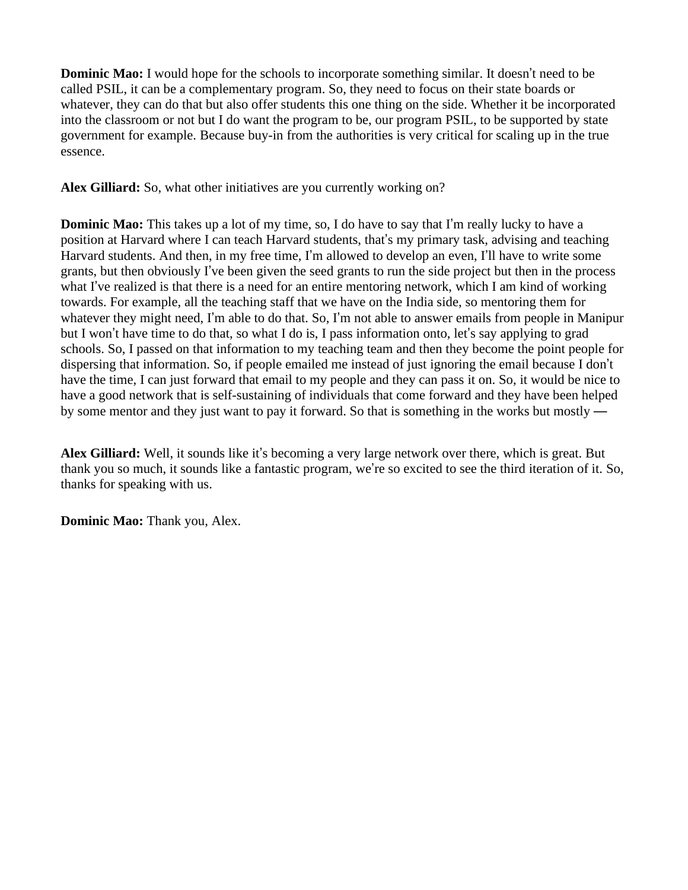**Dominic Mao:** I would hope for the schools to incorporate something similar. It doesn't need to be called PSIL, it can be a complementary program. So, they need to focus on their state boards or whatever, they can do that but also offer students this one thing on the side. Whether it be incorporated into the classroom or not but I do want the program to be, our program PSIL, to be supported by state government for example. Because buy-in from the authorities is very critical for scaling up in the true essence.

**Alex Gilliard:** So, what other initiatives are you currently working on?

**Dominic Mao:** This takes up a lot of my time, so, I do have to say that I'm really lucky to have a position at Harvard where I can teach Harvard students, that's my primary task, advising and teaching Harvard students. And then, in my free time, I'm allowed to develop an even, I'll have to write some grants, but then obviously I've been given the seed grants to run the side project but then in the process what I've realized is that there is a need for an entire mentoring network, which I am kind of working towards. For example, all the teaching staff that we have on the India side, so mentoring them for whatever they might need, I'm able to do that. So, I'm not able to answer emails from people in Manipur but I won't have time to do that, so what I do is, I pass information onto, let's say applying to grad schools. So, I passed on that information to my teaching team and then they become the point people for dispersing that information. So, if people emailed me instead of just ignoring the email because I don't have the time, I can just forward that email to my people and they can pass it on. So, it would be nice to have a good network that is self-sustaining of individuals that come forward and they have been helped by some mentor and they just want to pay it forward. So that is something in the works but mostly —

**Alex Gilliard:** Well, it sounds like it's becoming a very large network over there, which is great. But thank you so much, it sounds like a fantastic program, we're so excited to see the third iteration of it. So, thanks for speaking with us.

**Dominic Mao:** Thank you, Alex.